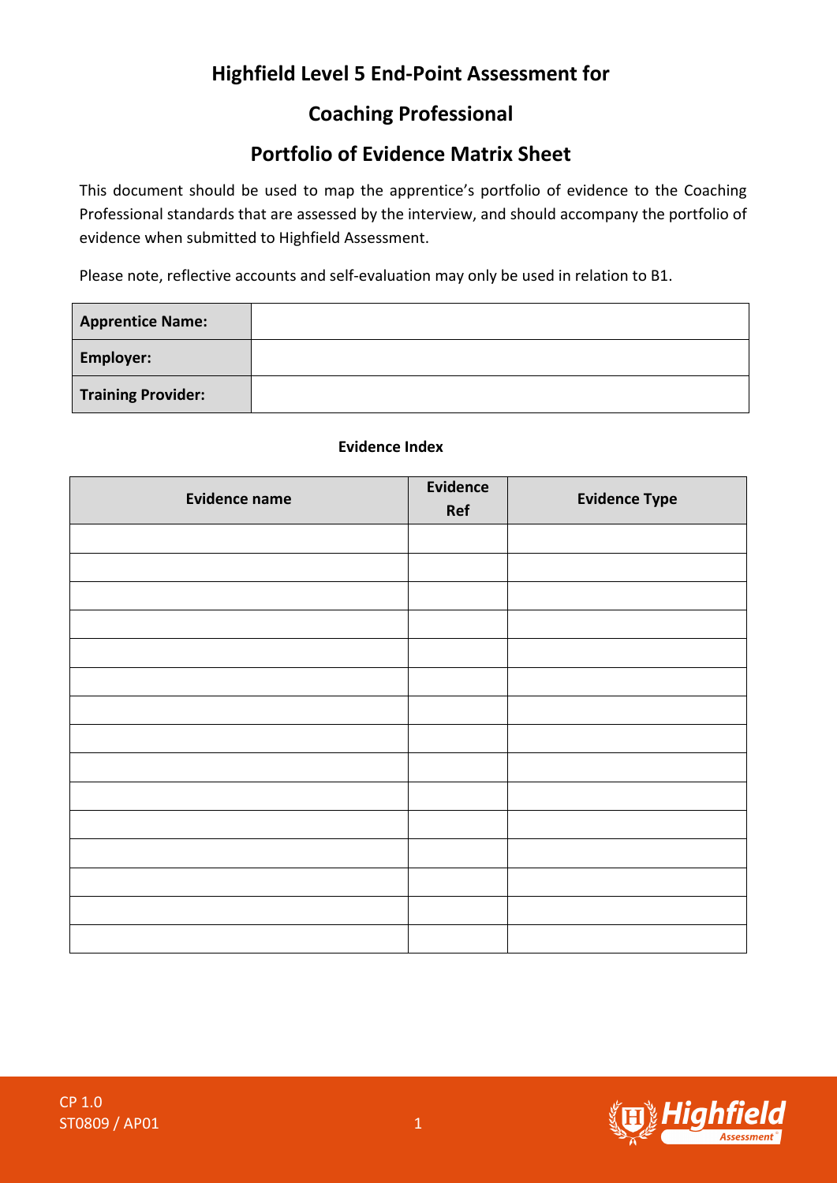# Highfield Level 5 End-Point Assessment for

# Coaching Professional

# Portfolio of Evidence Matrix Sheet

This document should be used to map the apprentice's portfolio of evidence to the Coaching Professional standards that are assessed by the interview, and should accompany the portfolio of evidence when submitted to Highfield Assessment.

Please note, reflective accounts and self-evaluation may only be used in relation to B1.

| | |
|---|---|
| **Apprentice Name:** | |
| **Employer:** | |
| **Training Provider:** | |

**Evidence Index**

| Evidence name | Evidence Ref | Evidence Type |
|---|---|---|
| | | |
| | | |
| | | |
| | | |
| | | |
| | | |
| | | |
| | | |
| | | |
| | | |
| | | |
| | | |
| | | |
| | | |
| | | |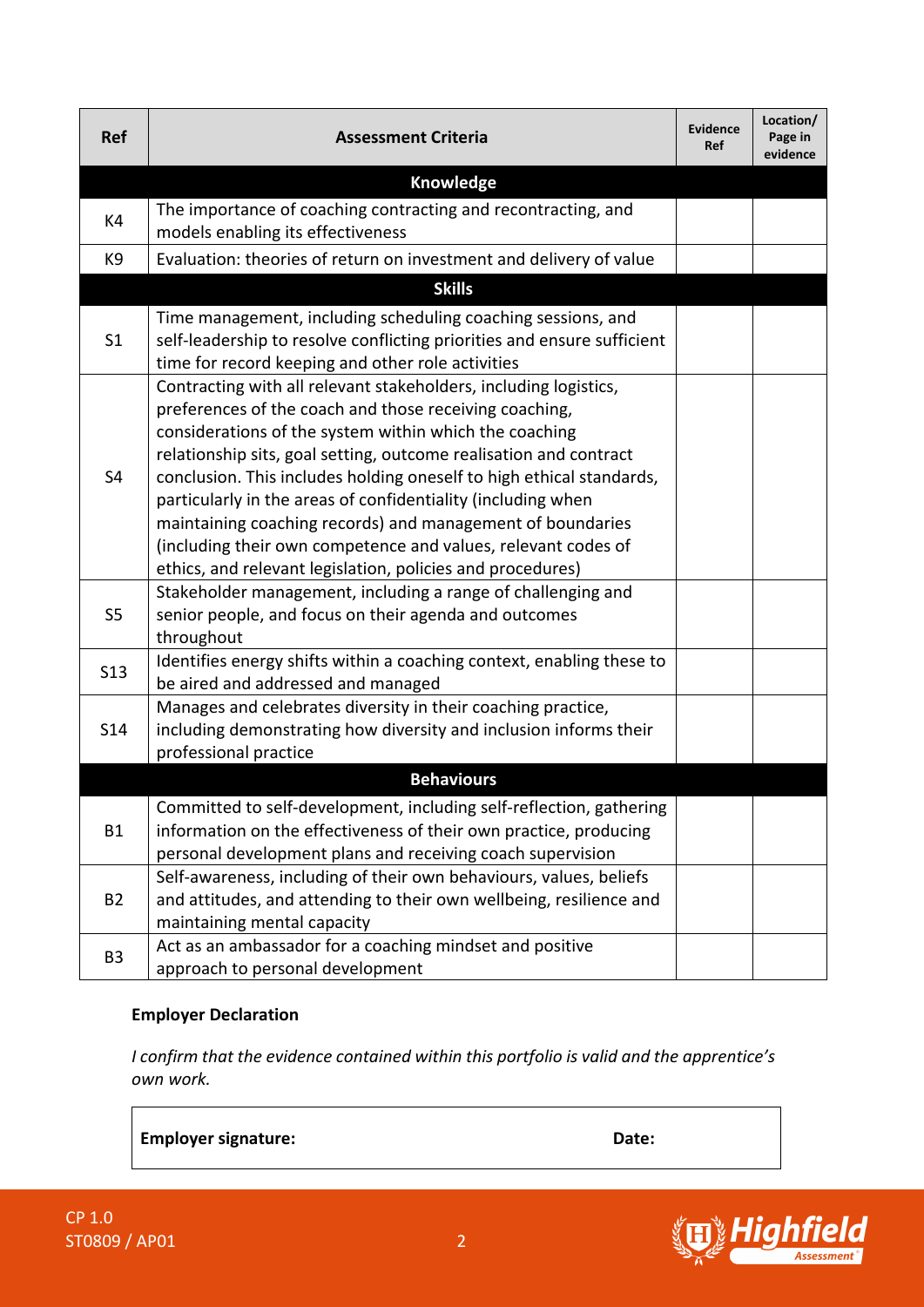| Ref | Assessment Criteria | Evidence Ref | Location/ Page in evidence |
|---|---|---|---|
| **Knowledge** | | | |
| K4 | The importance of coaching contracting and recontracting, and models enabling its effectiveness | | |
| K9 | Evaluation: theories of return on investment and delivery of value | | |
| **Skills** | | | |
| S1 | Time management, including scheduling coaching sessions, and self-leadership to resolve conflicting priorities and ensure sufficient time for record keeping and other role activities | | |
| S4 | Contracting with all relevant stakeholders, including logistics, preferences of the coach and those receiving coaching, considerations of the system within which the coaching relationship sits, goal setting, outcome realisation and contract conclusion. This includes holding oneself to high ethical standards, particularly in the areas of confidentiality (including when maintaining coaching records) and management of boundaries (including their own competence and values, relevant codes of ethics, and relevant legislation, policies and procedures) | | |
| S5 | Stakeholder management, including a range of challenging and senior people, and focus on their agenda and outcomes throughout | | |
| S13 | Identifies energy shifts within a coaching context, enabling these to be aired and addressed and managed | | |
| S14 | Manages and celebrates diversity in their coaching practice, including demonstrating how diversity and inclusion informs their professional practice | | |
| **Behaviours** | | | |
| B1 | Committed to self-development, including self-reflection, gathering information on the effectiveness of their own practice, producing personal development plans and receiving coach supervision | | |
| B2 | Self-awareness, including of their own behaviours, values, beliefs and attitudes, and attending to their own wellbeing, resilience and maintaining mental capacity | | |
| B3 | Act as an ambassador for a coaching mindset and positive approach to personal development | | |

**Employer Declaration**

*I confirm that the evidence contained within this portfolio is valid and the apprentice's own work.*

| **Employer signature:** | **Date:** |
|---|---|

CP 1.0
ST0809 / AP01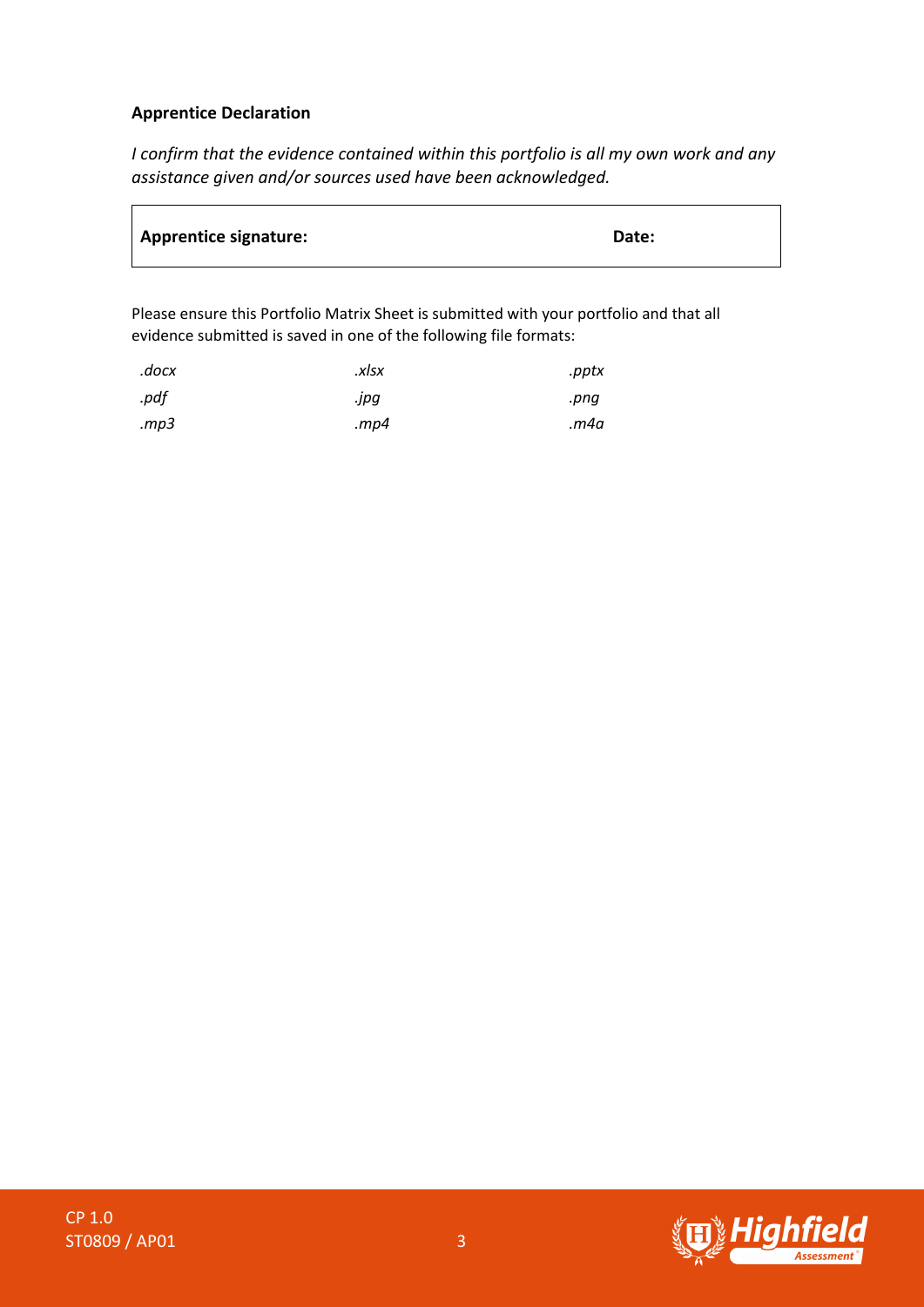**Apprentice Declaration**

*I confirm that the evidence contained within this portfolio is all my own work and any assistance given and/or sources used have been acknowledged.*

| | |
|---|---|
| **Apprentice signature:** | **Date:** |

Please ensure this Portfolio Matrix Sheet is submitted with your portfolio and that all evidence submitted is saved in one of the following file formats:

| | | |
|---|---|---|
| *.docx* | *.xlsx* | *.pptx* |
| *.pdf* | *.jpg* | *.png* |
| *.mp3* | *.mp4* | *.m4a* |